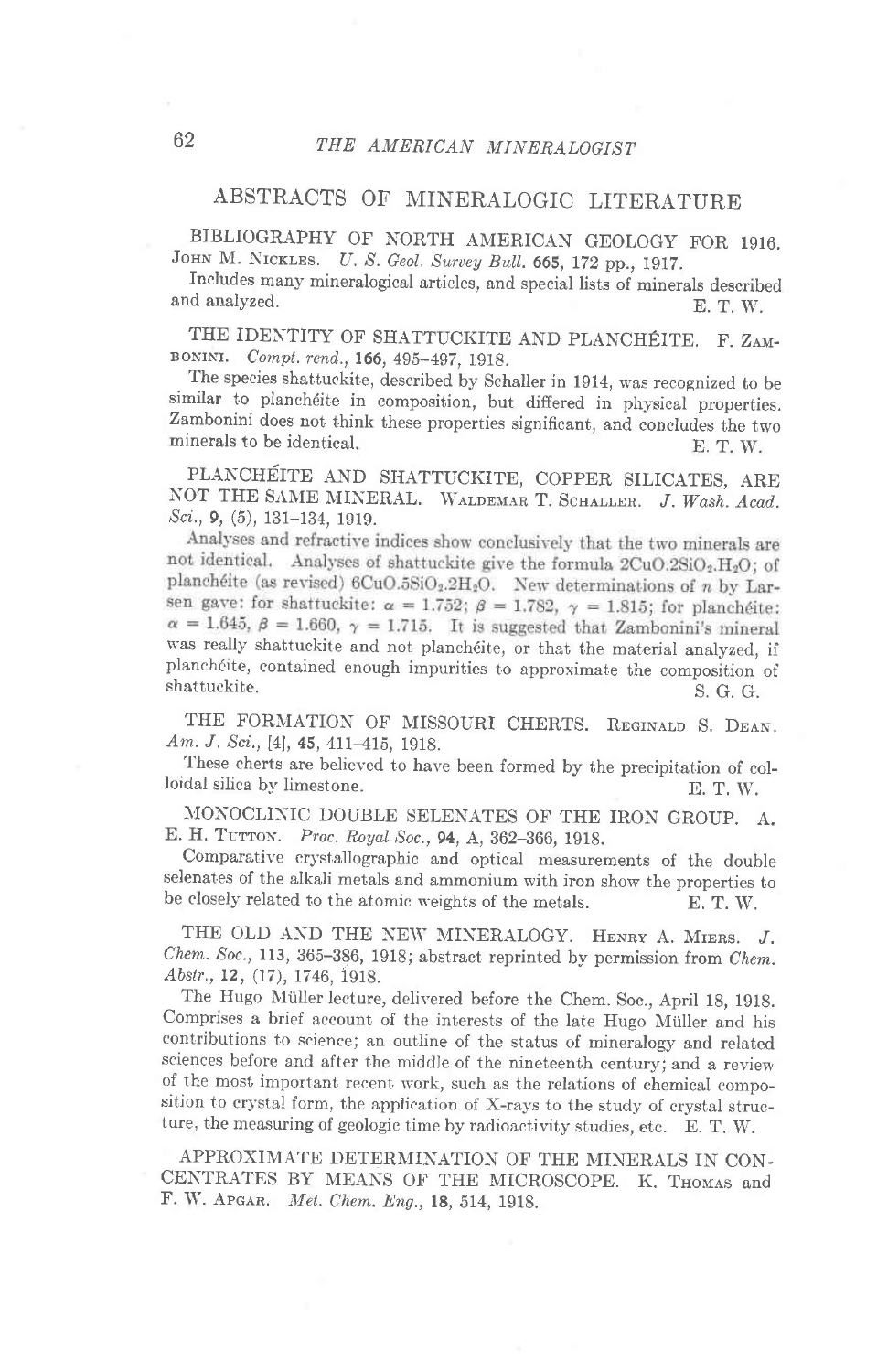## ABSTRACTS OF MINERALOGIC LITERATURE

BIBLIOGRAPHY OF NORTH AMERICAN GEOLOGY FOR 1916. JOHN M. NICKLES. *U. S. Geol. Survey Bull.* **665**, 172 pp., 1917.

Includes many mineralogical articles, and special lists of minerals described and analyzed. E. T. W.

THE IDENTITY OF SHATTUCKITE AND PLANCHÉITE. F. ZAMBONINI. *Compt. rend.*, **166**, 495–497, 1918.

The species shattuckite, described by Schaller in 1914, was recognized to be similar to planchéite in composition, but differed in physical properties. Zambonini does not think these properties significant, and concludes the two minerals to be identical. E. T. W.

PLANCHÉITE AND SHATTUCKITE, COPPER SILICATES, ARE NOT THE SAME MINERAL. WALDEMAR T. SCHALLER. *J. Wash. Acad. Sci.*, **9**, (5), 131–134, 1919.

Analyses and refractive indices show conclusively that the two minerals are not identical. Analyses of shattuckite give the formula $2CuO.2SiO_2.H_2O$; of planchéite (as revised) $6CuO.5SiO_2.2H_2O$. New determinations of $n$ by Larsen gave: for shattuckite: $\alpha = 1.752$; $\beta = 1.782$, $\gamma = 1.815$; for planchéite: $\alpha = 1.645$, $\beta = 1.660$, $\gamma = 1.715$. It is suggested that Zambonini's mineral was really shattuckite and not planchéite, or that the material analyzed, if planchéite, contained enough impurities to approximate the composition of shattuckite. S. G. G.

THE FORMATION OF MISSOURI CHERTS. REGINALD S. DEAN. *Am. J. Sci.*, [4], **45**, 411–415, 1918.

These cherts are believed to have been formed by the precipitation of colloidal silica by limestone. E. T. W.

MONOCLINIC DOUBLE SELENATES OF THE IRON GROUP. A. E. H. TUTTON. *Proc. Royal Soc.*, **94**, A, 362–366, 1918.

Comparative crystallographic and optical measurements of the double selenates of the alkali metals and ammonium with iron show the properties to be closely related to the atomic weights of the metals. E. T. W.

THE OLD AND THE NEW MINERALOGY. HENRY A. MIERS. *J. Chem. Soc.*, **113**, 365–386, 1918; abstract reprinted by permission from *Chem. Abstr.*, **12**, (17), 1746, 1918.

The Hugo Müller lecture, delivered before the Chem. Soc., April 18, 1918. Comprises a brief account of the interests of the late Hugo Müller and his contributions to science; an outline of the status of mineralogy and related sciences before and after the middle of the nineteenth century; and a review of the most important recent work, such as the relations of chemical composition to crystal form, the application of X-rays to the study of crystal structure, the measuring of geologic time by radioactivity studies, etc. E. T. W.

APPROXIMATE DETERMINATION OF THE MINERALS IN CONCENTRATES BY MEANS OF THE MICROSCOPE. K. THOMAS and F. W. APGAR. *Met. Chem. Eng.*, **18**, 514, 1918.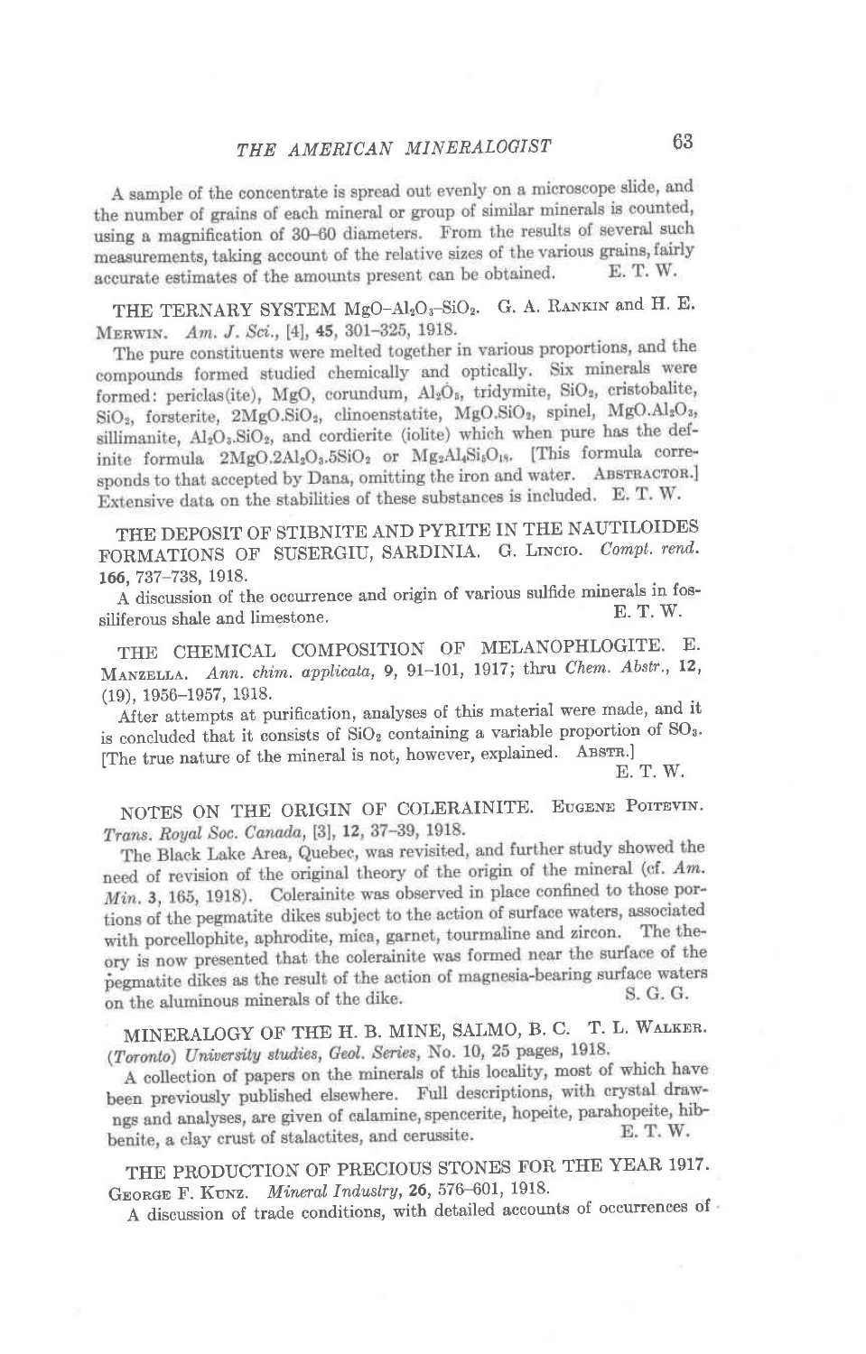A sample of the concentrate is spread out evenly on a microscope slide, and the number of grains of each mineral or group of similar minerals is counted, using a magnification of 30–60 diameters. From the results of several such measurements, taking account of the relative sizes of the various grains, fairly accurate estimates of the amounts present can be obtained. E. T. W.

THE TERNARY SYSTEM $MgO–Al_2O_3–SiO_2$. G. A. Rankin and H. E. Merwin. *Am. J. Sci.*, [4], **45**, 301–325, 1918.

The pure constituents were melted together in various proportions, and the compounds formed studied chemically and optically. Six minerals were formed: periclas(ite), $MgO$, corundum, $Al_2O_3$, tridymite, $SiO_2$, cristobalite, $SiO_2$, forsterite, $2MgO.SiO_2$, clinoenstatite, $MgO.SiO_2$, spinel, $MgO.Al_2O_3$, sillimanite, $Al_2O_3.SiO_2$, and cordierite (iolite) which when pure has the definite formula $2MgO.2Al_2O_3.5SiO_2$ or $Mg_2Al_4Si_5O_{18}$. [This formula corresponds to that accepted by Dana, omitting the iron and water. Abstractor.] Extensive data on the stabilities of these substances is included. E. T. W.

THE DEPOSIT OF STIBNITE AND PYRITE IN THE NAUTILOIDES FORMATIONS OF SUSERGIU, SARDINIA. G. Lincio. *Compt. rend.* **166**, 737–738, 1918.

A discussion of the occurrence and origin of various sulfide minerals in fossiliferous shale and limestone. E. T. W.

THE CHEMICAL COMPOSITION OF MELANOPHLOGITE. E. Manzella. *Ann. chim. applicata*, **9**, 91–101, 1917; thru *Chem. Abstr.*, **12**, (19), 1956–1957, 1918.

After attempts at purification, analyses of this material were made, and it is concluded that it consists of $SiO_2$ containing a variable proportion of $SO_3$. [The true nature of the mineral is not, however, explained. Abstr.] E. T. W.

NOTES ON THE ORIGIN OF COLERAINITE. Eugene Poitevin. *Trans. Royal Soc. Canada*, [3], **12**, 37–39, 1918.

The Black Lake Area, Quebec, was revisited, and further study showed the need of revision of the original theory of the origin of the mineral (cf. *Am. Min.* **3**, 165, 1918). Colerainite was observed in place confined to those portions of the pegmatite dikes subject to the action of surface waters, associated with porcellophite, aphrodite, mica, garnet, tourmaline and zircon. The theory is now presented that the colerainite was formed near the surface of the pegmatite dikes as the result of the action of magnesia-bearing surface waters on the aluminous minerals of the dike. S. G. G.

MINERALOGY OF THE H. B. MINE, SALMO, B. C. T. L. Walker. *(Toronto) University studies, Geol. Series*, No. 10, 25 pages, 1918.

A collection of papers on the minerals of this locality, most of which have been previously published elsewhere. Full descriptions, with crystal drawings and analyses, are given of calamine, spencerite, hopeite, parahopeite, hibbenite, a clay crust of stalactites, and cerussite. E. T. W.

THE PRODUCTION OF PRECIOUS STONES FOR THE YEAR 1917. George F. Kunz. *Mineral Industry*, **26**, 576–601, 1918.

A discussion of trade conditions, with detailed accounts of occurrences of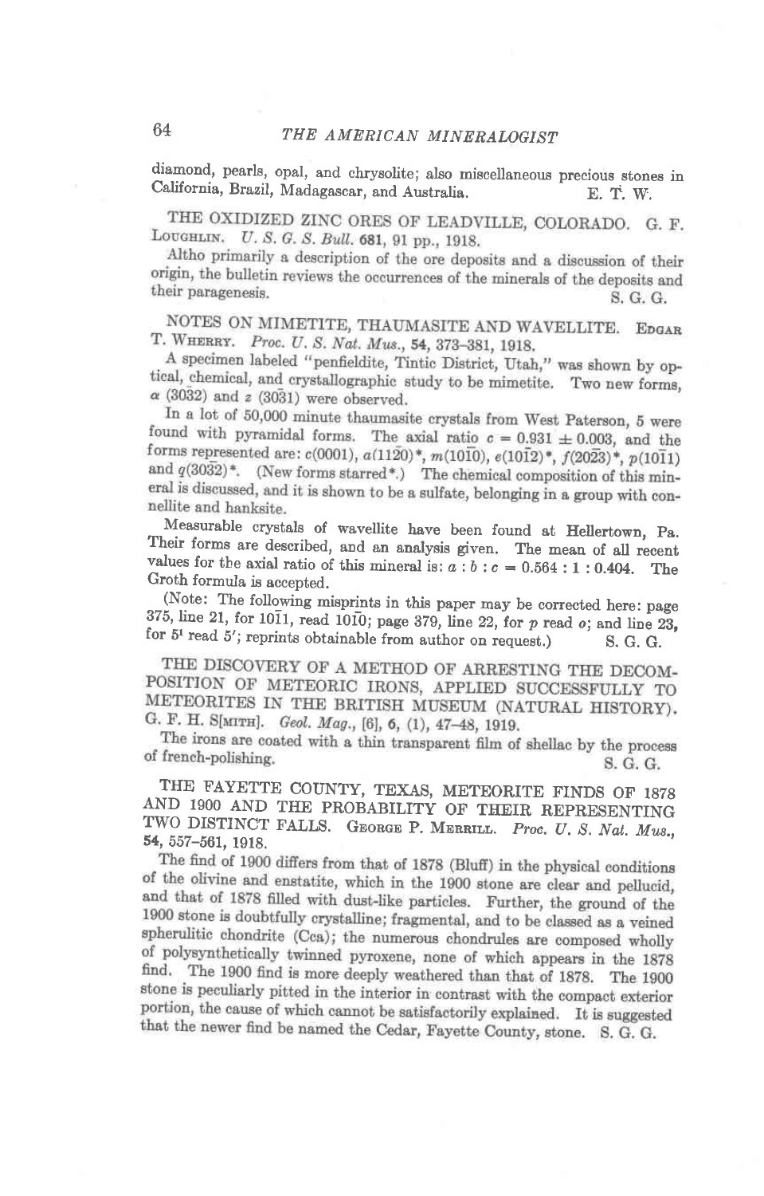diamond, pearls, opal, and chrysolite; also miscellaneous precious stones in California, Brazil, Madagascar, and Australia. E. T. W.

THE OXIDIZED ZINC ORES OF LEADVILLE, COLORADO. G. F. LOUGHLIN. *U. S. G. S. Bull.* **681**, 91 pp., 1918.

Altho primarily a description of the ore deposits and a discussion of their origin, the bulletin reviews the occurrences of the minerals of the deposits and their paragenesis. S. G. G.

NOTES ON MIMETITE, THAUMASITE AND WAVELLITE. EDGAR T. WHERRY. *Proc. U. S. Nat. Mus.*, **54**, 373–381, 1918.

A specimen labeled "penfieldite, Tintic District, Utah," was shown by optical, chemical, and crystallographic study to be mimetite. Two new forms, $\alpha$ $(30\bar{3}2)$ and $z$ $(30\bar{3}1)$ were observed.

In a lot of 50,000 minute thaumasite crystals from West Paterson, 5 were found with pyramidal forms. The axial ratio $c = 0.931 \pm 0.003$, and the forms represented are: $c(0001)$, $a(11\bar{2}0)$*, $m(10\bar{1}0)$, $e(10\bar{1}2)$*, $f(20\bar{2}3)$*, $p(10\bar{1}1)$ and $q(30\bar{3}2)$*. (New forms starred*.) The chemical composition of this mineral is discussed, and it is shown to be a sulfate, belonging in a group with connellite and hanksite.

Measurable crystals of wavellite have been found at Hellertown, Pa. Their forms are described, and an analysis given. The mean of all recent values for the axial ratio of this mineral is: $a : b : c = 0.564 : 1 : 0.404$. The Groth formula is accepted.

(Note: The following misprints in this paper may be corrected here: page 375, line 21, for $10\bar{1}1$, read $10\bar{1}0$; page 379, line 22, for $p$ read $o$; and line 23, for $5^1$ read $5'$; reprints obtainable from author on request.) S. G. G.

THE DISCOVERY OF A METHOD OF ARRESTING THE DECOMPOSITION OF METEORIC IRONS, APPLIED SUCCESSFULLY TO METEORITES IN THE BRITISH MUSEUM (NATURAL HISTORY). G. F. H. S[MITH]. *Geol. Mag.*, [6], **6**, (1), 47–48, 1919.

The irons are coated with a thin transparent film of shellac by the process of french-polishing. S. G. G.

THE FAYETTE COUNTY, TEXAS, METEORITE FINDS OF 1878 AND 1900 AND THE PROBABILITY OF THEIR REPRESENTING TWO DISTINCT FALLS. GEORGE P. MERRILL. *Proc. U. S. Nat. Mus.*, **54**, 557–561, 1918.

The find of 1900 differs from that of 1878 (Bluff) in the physical conditions of the olivine and enstatite, which in the 1900 stone are clear and pellucid, and that of 1878 filled with dust-like particles. Further, the ground of the 1900 stone is doubtfully crystalline; fragmental, and to be classed as a veined spherulitic chondrite (Cca); the numerous chondrules are composed wholly of polysynthetically twinned pyroxene, none of which appears in the 1878 find. The 1900 find is more deeply weathered than that of 1878. The 1900 stone is peculiarly pitted in the interior in contrast with the compact exterior portion, the cause of which cannot be satisfactorily explained. It is suggested that the newer find be named the Cedar, Fayette County, stone. S. G. G.